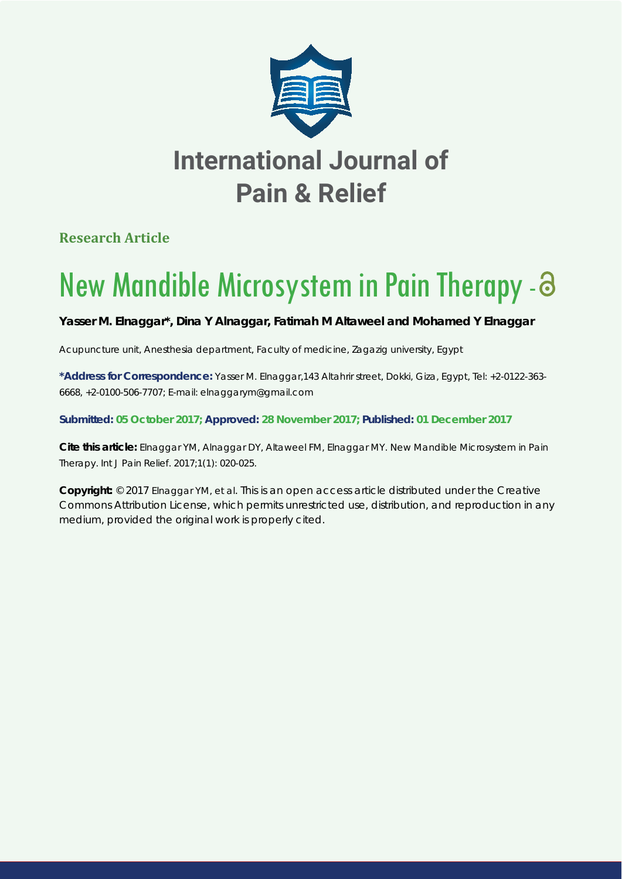# International Journal of Pain & Relief

**Research Article**

# New Mandible Microsystem in Pain Therapy

**Yasser M. Elnaggar*, Dina Y Alnaggar, Fatimah M Altaweel and Mohamed Y Elnaggar**

Acupuncture unit, Anesthesia department, Faculty of medicine, Zagazig university, Egypt

***Address for Correspondence:** Yasser M. Elnaggar,143 Altahrir street, Dokki, Giza, Egypt, Tel: +2-0122-363-6668, +2-0100-506-7707; E-mail: elnaggarym@gmail.com

**Submitted: 05 October 2017; Approved: 28 November 2017; Published: 01 December 2017**

**Cite this article:** Elnaggar YM, Alnaggar DY, Altaweel FM, Elnaggar MY. New Mandible Microsystem in Pain Therapy. Int J Pain Relief. 2017;1(1): 020-025.

**Copyright:** © 2017 Elnaggar YM, et al. This is an open access article distributed under the Creative Commons Attribution License, which permits unrestricted use, distribution, and reproduction in any medium, provided the original work is properly cited.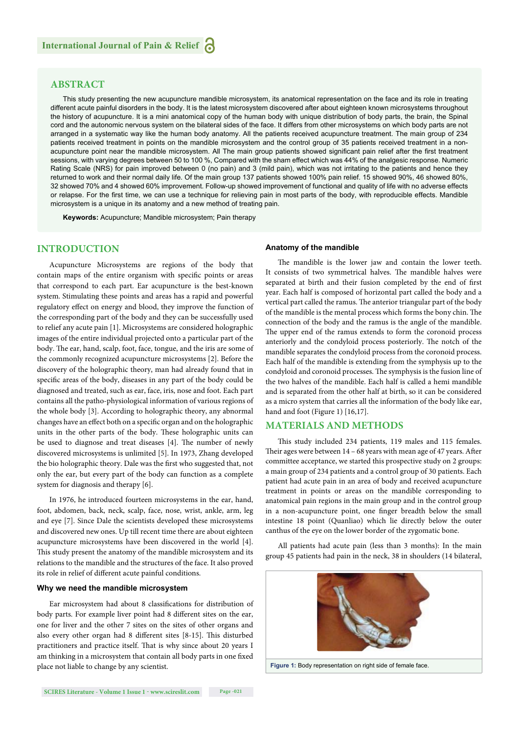## ABSTRACT

This study presenting the new acupuncture mandible microsystem, its anatomical representation on the face and its role in treating different acute painful disorders in the body. It is the latest microsystem discovered after about eighteen known microsystems throughout the history of acupuncture. It is a mini anatomical copy of the human body with unique distribution of body parts, the brain, the Spinal cord and the autonomic nervous system on the bilateral sides of the face. It differs from other microsystems on which body parts are not arranged in a systematic way like the human body anatomy. All the patients received acupuncture treatment. The main group of 234 patients received treatment in points on the mandible microsystem and the control group of 35 patients received treatment in a non-acupuncture point near the mandible microsystem. All The main group patients showed significant pain relief after the first treatment sessions, with varying degrees between 50 to 100 %, Compared with the sham effect which was 44% of the analgesic response. Numeric Rating Scale (NRS) for pain improved between 0 (no pain) and 3 (mild pain), which was not irritating to the patients and hence they returned to work and their normal daily life. Of the main group 137 patients showed 100% pain relief. 15 showed 90%, 46 showed 80%, 32 showed 70% and 4 showed 60% improvement. Follow-up showed improvement of functional and quality of life with no adverse effects or relapse. For the first time, we can use a technique for relieving pain in most parts of the body, with reproducible effects. Mandible microsystem is a unique in its anatomy and a new method of treating pain.

**Keywords:** Acupuncture; Mandible microsystem; Pain therapy

## INTRODUCTION

Acupuncture Microsystems are regions of the body that contain maps of the entire organism with specific points or areas that correspond to each part. Ear acupuncture is the best-known system. Stimulating these points and areas has a rapid and powerful regulatory effect on energy and blood, they improve the function of the corresponding part of the body and they can be successfully used to relief any acute pain [1]. Microsystems are considered holographic images of the entire individual projected onto a particular part of the body. The ear, hand, scalp, foot, face, tongue, and the iris are some of the commonly recognized acupuncture microsystems [2]. Before the discovery of the holographic theory, man had already found that in specific areas of the body, diseases in any part of the body could be diagnosed and treated, such as ear, face, iris, nose and foot. Each part contains all the patho-physiological information of various regions of the whole body [3]. According to holographic theory, any abnormal changes have an effect both on a specific organ and on the holographic units in the other parts of the body. These holographic units can be used to diagnose and treat diseases [4]. The number of newly discovered microsystems is unlimited [5]. In 1973, Zhang developed the bio holographic theory. Dale was the first who suggested that, not only the ear, but every part of the body can function as a complete system for diagnosis and therapy [6].

In 1976, he introduced fourteen microsystems in the ear, hand, foot, abdomen, back, neck, scalp, face, nose, wrist, ankle, arm, leg and eye [7]. Since Dale the scientists developed these microsystems and discovered new ones. Up till recent time there are about eighteen acupuncture microsystems have been discovered in the world [4]. This study present the anatomy of the mandible microsystem and its relations to the mandible and the structures of the face. It also proved its role in relief of different acute painful conditions.

### Why we need the mandible microsystem

Ear microsystem had about 8 classifications for distribution of body parts. For example liver point had 8 different sites on the ear, one for liver and the other 7 sites on the sites of other organs and also every other organ had 8 different sites [8-15]. This disturbed practitioners and practice itself. That is why since about 20 years I am thinking in a microsystem that contain all body parts in one fixed place not liable to change by any scientist.

### Anatomy of the mandible

The mandible is the lower jaw and contain the lower teeth. It consists of two symmetrical halves. The mandible halves were separated at birth and their fusion completed by the end of first year. Each half is composed of horizontal part called the body and a vertical part called the ramus. The anterior triangular part of the body of the mandible is the mental process which forms the bony chin. The connection of the body and the ramus is the angle of the mandible. The upper end of the ramus extends to form the coronoid process anteriorly and the condyloid process posteriorly. The notch of the mandible separates the condyloid process from the coronoid process. Each half of the mandible is extending from the symphysis up to the condyloid and coronoid processes. The symphysis is the fusion line of the two halves of the mandible. Each half is called a hemi mandible and is separated from the other half at birth, so it can be considered as a micro system that carries all the information of the body like ear, hand and foot (Figure 1) [16,17].

## MATERIALS AND METHODS

This study included 234 patients, 119 males and 115 females. Their ages were between 14 – 68 years with mean age of 47 years. After committee acceptance, we started this prospective study on 2 groups: a main group of 234 patients and a control group of 30 patients. Each patient had acute pain in an area of body and received acupuncture treatment in points or areas on the mandible corresponding to anatomical pain regions in the main group and in the control group in a non-acupuncture point, one finger breadth below the small intestine 18 point (Quanliao) which lie directly below the outer canthus of the eye on the lower border of the zygomatic bone.

All patients had acute pain (less than 3 months): In the main group 45 patients had pain in the neck, 38 in shoulders (14 bilateral,

**Figure 1:** Body representation on right side of female face.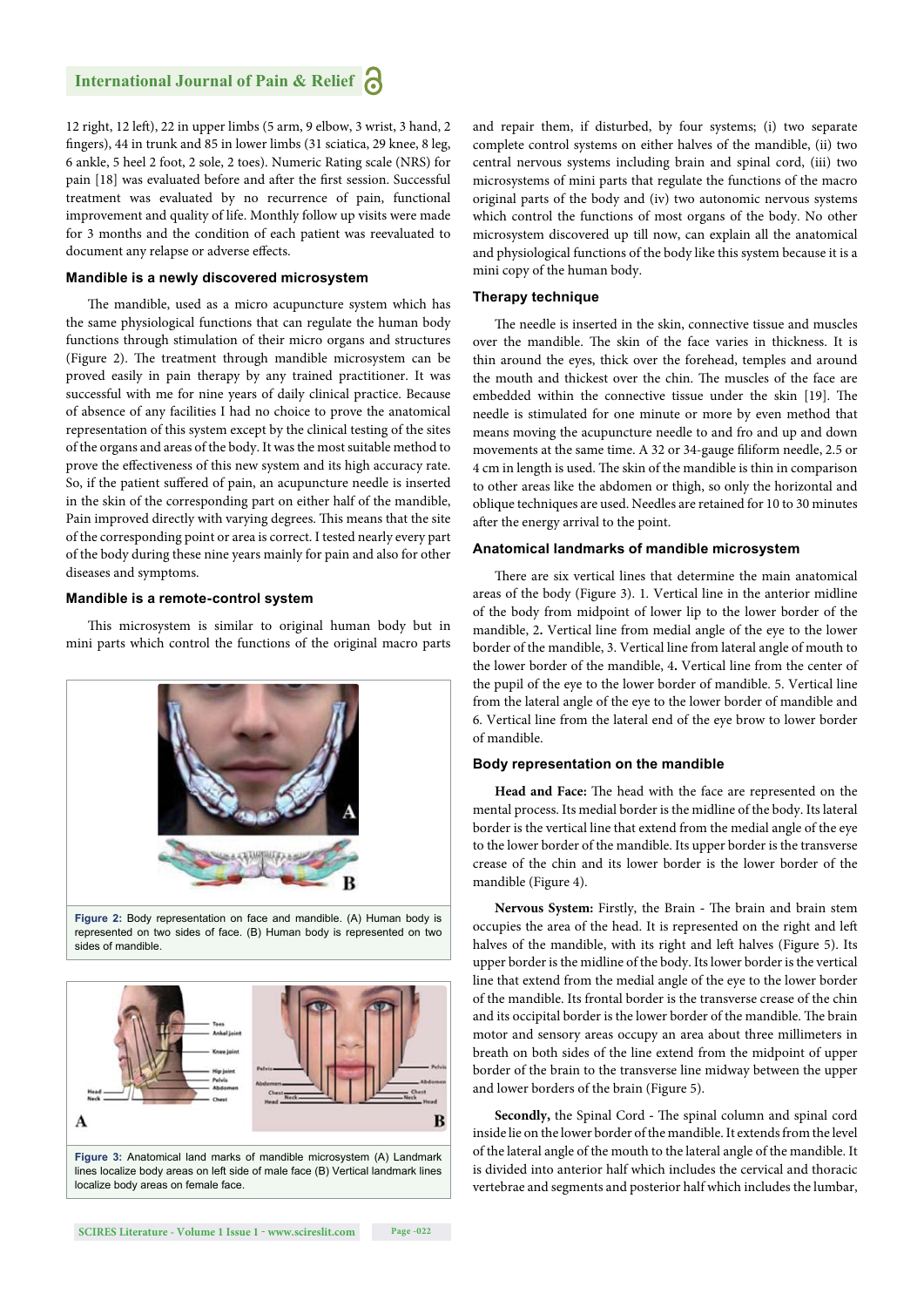12 right, 12 left), 22 in upper limbs (5 arm, 9 elbow, 3 wrist, 3 hand, 2 fingers), 44 in trunk and 85 in lower limbs (31 sciatica, 29 knee, 8 leg, 6 ankle, 5 heel 2 foot, 2 sole, 2 toes). Numeric Rating scale (NRS) for pain [18] was evaluated before and after the first session. Successful treatment was evaluated by no recurrence of pain, functional improvement and quality of life. Monthly follow up visits were made for 3 months and the condition of each patient was reevaluated to document any relapse or adverse effects.

### Mandible is a newly discovered microsystem

The mandible, used as a micro acupuncture system which has the same physiological functions that can regulate the human body functions through stimulation of their micro organs and structures (Figure 2). The treatment through mandible microsystem can be proved easily in pain therapy by any trained practitioner. It was successful with me for nine years of daily clinical practice. Because of absence of any facilities I had no choice to prove the anatomical representation of this system except by the clinical testing of the sites of the organs and areas of the body. It was the most suitable method to prove the effectiveness of this new system and its high accuracy rate. So, if the patient suffered of pain, an acupuncture needle is inserted in the skin of the corresponding part on either half of the mandible, Pain improved directly with varying degrees. This means that the site of the corresponding point or area is correct. I tested nearly every part of the body during these nine years mainly for pain and also for other diseases and symptoms.

### Mandible is a remote-control system

This microsystem is similar to original human body but in mini parts which control the functions of the original macro parts and repair them, if disturbed, by four systems; (i) two separate complete control systems on either halves of the mandible, (ii) two central nervous systems including brain and spinal cord, (iii) two microsystems of mini parts that regulate the functions of the macro original parts of the body and (iv) two autonomic nervous systems which control the functions of most organs of the body. No other microsystem discovered up till now, can explain all the anatomical and physiological functions of the body like this system because it is a mini copy of the human body.

Figure 2: Body representation on face and mandible. (A) Human body is represented on two sides of face. (B) Human body is represented on two sides of mandible.

Figure 3: Anatomical land marks of mandible microsystem (A) Landmark lines localize body areas on left side of male face (B) Vertical landmark lines localize body areas on female face.

### Therapy technique

The needle is inserted in the skin, connective tissue and muscles over the mandible. The skin of the face varies in thickness. It is thin around the eyes, thick over the forehead, temples and around the mouth and thickest over the chin. The muscles of the face are embedded within the connective tissue under the skin [19]. The needle is stimulated for one minute or more by even method that means moving the acupuncture needle to and fro and up and down movements at the same time. A 32 or 34-gauge filiform needle, 2.5 or 4 cm in length is used. The skin of the mandible is thin in comparison to other areas like the abdomen or thigh, so only the horizontal and oblique techniques are used. Needles are retained for 10 to 30 minutes after the energy arrival to the point.

### Anatomical landmarks of mandible microsystem

There are six vertical lines that determine the main anatomical areas of the body (Figure 3). 1. Vertical line in the anterior midline of the body from midpoint of lower lip to the lower border of the mandible, 2**.** Vertical line from medial angle of the eye to the lower border of the mandible, 3. Vertical line from lateral angle of mouth to the lower border of the mandible, 4**.** Vertical line from the center of the pupil of the eye to the lower border of mandible. 5. Vertical line from the lateral angle of the eye to the lower border of mandible and 6. Vertical line from the lateral end of the eye brow to lower border of mandible.

### Body representation on the mandible

**Head and Face:** The head with the face are represented on the mental process. Its medial border is the midline of the body. Its lateral border is the vertical line that extend from the medial angle of the eye to the lower border of the mandible. Its upper border is the transverse crease of the chin and its lower border is the lower border of the mandible (Figure 4).

**Nervous System:** Firstly, the Brain - The brain and brain stem occupies the area of the head. It is represented on the right and left halves of the mandible, with its right and left halves (Figure 5). Its upper border is the midline of the body. Its lower border is the vertical line that extend from the medial angle of the eye to the lower border of the mandible. Its frontal border is the transverse crease of the chin and its occipital border is the lower border of the mandible. The brain motor and sensory areas occupy an area about three millimeters in breath on both sides of the line extend from the midpoint of upper border of the brain to the transverse line midway between the upper and lower borders of the brain (Figure 5).

**Secondly,** the Spinal Cord - The spinal column and spinal cord inside lie on the lower border of the mandible. It extends from the level of the lateral angle of the mouth to the lateral angle of the mandible. It is divided into anterior half which includes the cervical and thoracic vertebrae and segments and posterior half which includes the lumbar,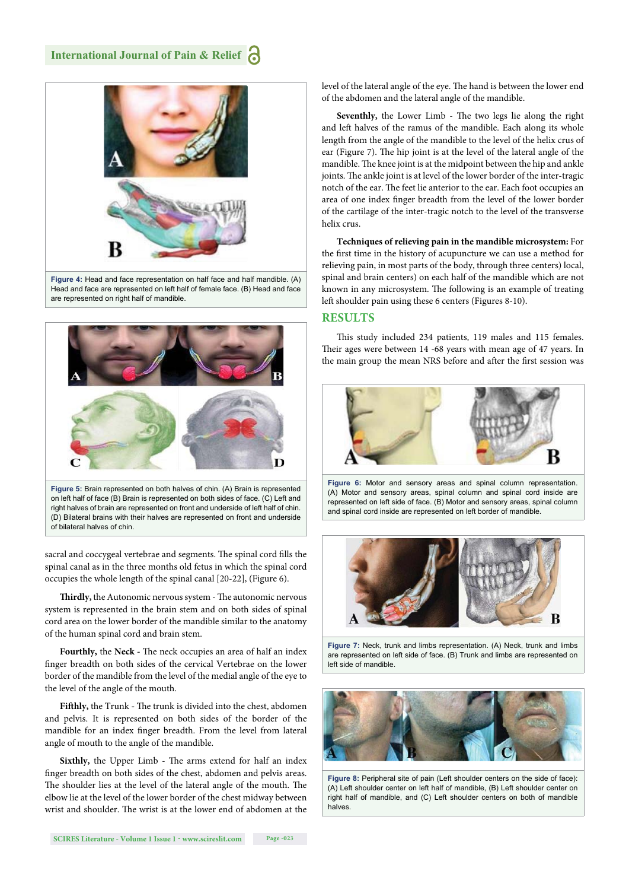Figure 4: Head and face representation on half face and half mandible. (A) Head and face are represented on left half of female face. (B) Head and face are represented on right half of mandible.

Figure 5: Brain represented on both halves of chin. (A) Brain is represented on left half of face (B) Brain is represented on both sides of face. (C) Left and right halves of brain are represented on front and underside of left half of chin. (D) Bilateral brains with their halves are represented on front and underside of bilateral halves of chin.

sacral and coccygeal vertebrae and segments. The spinal cord fills the spinal canal as in the three months old fetus in which the spinal cord occupies the whole length of the spinal canal [20-22], (Figure 6).

**Thirdly,** the Autonomic nervous system - The autonomic nervous system is represented in the brain stem and on both sides of spinal cord area on the lower border of the mandible similar to the anatomy of the human spinal cord and brain stem.

**Fourthly,** the **Neck** - The neck occupies an area of half an index finger breadth on both sides of the cervical Vertebrae on the lower border of the mandible from the level of the medial angle of the eye to the level of the angle of the mouth.

**Fifthly,** the Trunk - The trunk is divided into the chest, abdomen and pelvis. It is represented on both sides of the border of the mandible for an index finger breadth. From the level from lateral angle of mouth to the angle of the mandible.

**Sixthly,** the Upper Limb - The arms extend for half an index finger breadth on both sides of the chest, abdomen and pelvis areas. The shoulder lies at the level of the lateral angle of the mouth. The elbow lie at the level of the lower border of the chest midway between wrist and shoulder. The wrist is at the lower end of abdomen at the level of the lateral angle of the eye. The hand is between the lower end of the abdomen and the lateral angle of the mandible.

**Seventhly,** the Lower Limb - The two legs lie along the right and left halves of the ramus of the mandible. Each along its whole length from the angle of the mandible to the level of the helix crus of ear (Figure 7). The hip joint is at the level of the lateral angle of the mandible. The knee joint is at the midpoint between the hip and ankle joints. The ankle joint is at level of the lower border of the inter-tragic notch of the ear. The feet lie anterior to the ear. Each foot occupies an area of one index finger breadth from the level of the lower border of the cartilage of the inter-tragic notch to the level of the transverse helix crus.

**Techniques of relieving pain in the mandible microsystem:** For the first time in the history of acupuncture we can use a method for relieving pain, in most parts of the body, through three centers) local, spinal and brain centers) on each half of the mandible which are not known in any microsystem. The following is an example of treating left shoulder pain using these 6 centers (Figures 8-10).

## RESULTS

This study included 234 patients, 119 males and 115 females. Their ages were between 14 -68 years with mean age of 47 years. In the main group the mean NRS before and after the first session was

Figure 6: Motor and sensory areas and spinal column representation. (A) Motor and sensory areas, spinal column and spinal cord inside are represented on left side of face. (B) Motor and sensory areas, spinal column and spinal cord inside are represented on left border of mandible.

Figure 7: Neck, trunk and limbs representation. (A) Neck, trunk and limbs are represented on left side of face. (B) Trunk and limbs are represented on left side of mandible.

Figure 8: Peripheral site of pain (Left shoulder centers on the side of face): (A) Left shoulder center on left half of mandible, (B) Left shoulder center on right half of mandible, and (C) Left shoulder centers on both of mandible halves.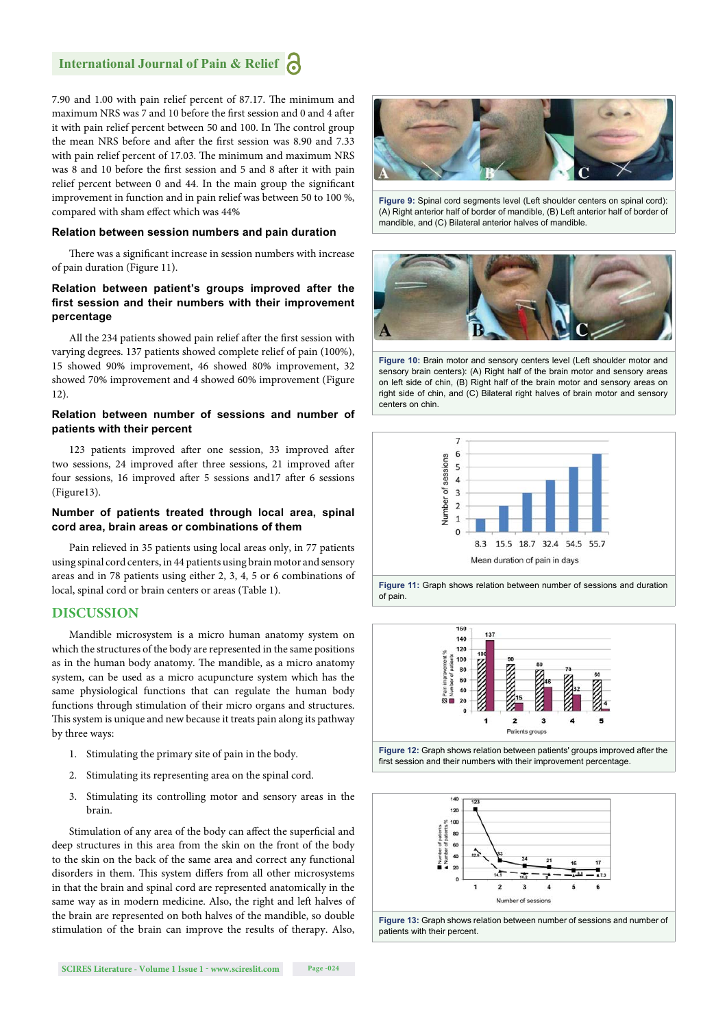7.90 and 1.00 with pain relief percent of 87.17. The minimum and maximum NRS was 7 and 10 before the first session and 0 and 4 after it with pain relief percent between 50 and 100. In The control group the mean NRS before and after the first session was 8.90 and 7.33 with pain relief percent of 17.03. The minimum and maximum NRS was 8 and 10 before the first session and 5 and 8 after it with pain relief percent between 0 and 44. In the main group the significant improvement in function and in pain relief was between 50 to 100 %, compared with sham effect which was 44%

### Relation between session numbers and pain duration

There was a significant increase in session numbers with increase of pain duration (Figure 11).

### Relation between patient's groups improved after the first session and their numbers with their improvement percentage

All the 234 patients showed pain relief after the first session with varying degrees. 137 patients showed complete relief of pain (100%), 15 showed 90% improvement, 46 showed 80% improvement, 32 showed 70% improvement and 4 showed 60% improvement (Figure 12).

### Relation between number of sessions and number of patients with their percent

123 patients improved after one session, 33 improved after two sessions, 24 improved after three sessions, 21 improved after four sessions, 16 improved after 5 sessions and17 after 6 sessions (Figure13).

### Number of patients treated through local area, spinal cord area, brain areas or combinations of them

Pain relieved in 35 patients using local areas only, in 77 patients using spinal cord centers, in 44 patients using brain motor and sensory areas and in 78 patients using either 2, 3, 4, 5 or 6 combinations of local, spinal cord or brain centers or areas (Table 1).

## DISCUSSION

Mandible microsystem is a micro human anatomy system on which the structures of the body are represented in the same positions as in the human body anatomy. The mandible, as a micro anatomy system, can be used as a micro acupuncture system which has the same physiological functions that can regulate the human body functions through stimulation of their micro organs and structures. This system is unique and new because it treats pain along its pathway by three ways:

1. Stimulating the primary site of pain in the body.
2. Stimulating its representing area on the spinal cord.
3. Stimulating its controlling motor and sensory areas in the brain.

Stimulation of any area of the body can affect the superficial and deep structures in this area from the skin on the front of the body to the skin on the back of the same area and correct any functional disorders in them. This system differs from all other microsystems in that the brain and spinal cord are represented anatomically in the same way as in modern medicine. Also, the right and left halves of the brain are represented on both halves of the mandible, so double stimulation of the brain can improve the results of therapy. Also,

**Figure 9:** Spinal cord segments level (Left shoulder centers on spinal cord): (A) Right anterior half of border of mandible, (B) Left anterior half of border of mandible, and (C) Bilateral anterior halves of mandible.

**Figure 10:** Brain motor and sensory centers level (Left shoulder motor and sensory brain centers): (A) Right half of the brain motor and sensory areas on left side of chin, (B) Right half of the brain motor and sensory areas on right side of chin, and (C) Bilateral right halves of brain motor and sensory centers on chin.

**Figure 11:** Graph shows relation between number of sessions and duration of pain.

**Figure 12:** Graph shows relation between patients' groups improved after the first session and their numbers with their improvement percentage.

**Figure 13:** Graph shows relation between number of sessions and number of patients with their percent.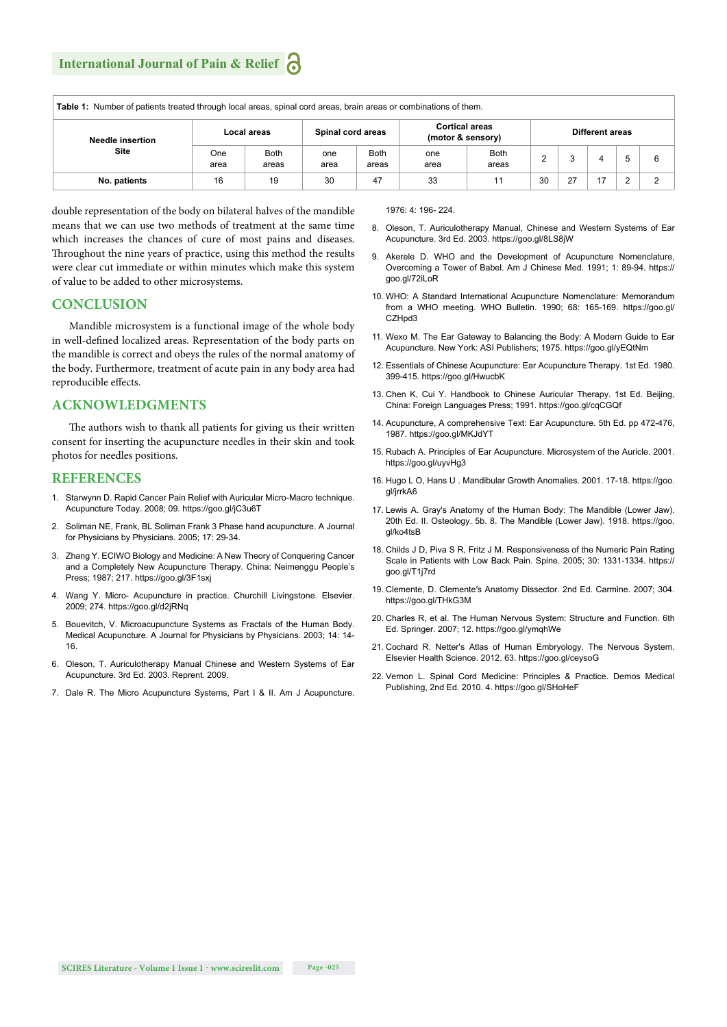**Table 1:** Number of patients treated through local areas, spinal cord areas, brain areas or combinations of them.

| Needle insertion Site | Local areas | | Spinal cord areas | | Cortical areas (motor & sensory) | | Different areas | | | | |
|---|---|---|---|---|---|---|---|---|---|---|---|
| | One area | Both areas | one area | Both areas | one area | Both areas | 2 | 3 | 4 | 5 | 6 |
| No. patients | 16 | 19 | 30 | 47 | 33 | 11 | 30 | 27 | 17 | 2 | 2 |

double representation of the body on bilateral halves of the mandible means that we can use two methods of treatment at the same time which increases the chances of cure of most pains and diseases. Throughout the nine years of practice, using this method the results were clear cut immediate or within minutes which make this system of value to be added to other microsystems.

## CONCLUSION

Mandible microsystem is a functional image of the whole body in well-defined localized areas. Representation of the body parts on the mandible is correct and obeys the rules of the normal anatomy of the body. Furthermore, treatment of acute pain in any body area had reproducible effects.

## ACKNOWLEDGMENTS

The authors wish to thank all patients for giving us their written consent for inserting the acupuncture needles in their skin and took photos for needles positions.

## REFERENCES

1. Starwynn D. Rapid Cancer Pain Relief with Auricular Micro-Macro technique. Acupuncture Today. 2008; 09. https://goo.gl/jC3u6T
2. Soliman NE, Frank, BL Soliman Frank 3 Phase hand acupuncture. A Journal for Physicians by Physicians. 2005; 17: 29-34.
3. Zhang Y. ECIWO Biology and Medicine: A New Theory of Conquering Cancer and a Completely New Acupuncture Therapy. China: Neimenggu People's Press; 1987; 217. https://goo.gl/3F1sxj
4. Wang Y. Micro- Acupuncture in practice. Churchill Livingstone. Elsevier. 2009; 274. https://goo.gl/d2jRNq
5. Bouevitch, V. Microacupuncture Systems as Fractals of the Human Body. Medical Acupuncture. A Journal for Physicians by Physicians. 2003; 14: 14-16.
6. Oleson, T. Auriculotherapy Manual Chinese and Western Systems of Ear Acupuncture. 3rd Ed. 2003. Reprent. 2009.
7. Dale R. The Micro Acupuncture Systems, Part I & II. Am J Acupuncture. 1976: 4: 196- 224.
8. Oleson, T. Auriculotherapy Manual, Chinese and Western Systems of Ear Acupuncture. 3rd Ed. 2003. https://goo.gl/8LS8jW
9. Akerele D. WHO and the Development of Acupuncture Nomenclature, Overcoming a Tower of Babel. Am J Chinese Med. 1991; 1: 89-94. https://goo.gl/72iLoR
10. WHO: A Standard International Acupuncture Nomenclature: Memorandum from a WHO meeting. WHO Bulletin. 1990; 68: 165-169. https://goo.gl/CZHpd3
11. Wexo M. The Ear Gateway to Balancing the Body: A Modern Guide to Ear Acupuncture. New York: ASI Publishers; 1975. https://goo.gl/yEQtNm
12. Essentials of Chinese Acupuncture: Ear Acupuncture Therapy. 1st Ed. 1980. 399-415. https://goo.gl/HwucbK
13. Chen K, Cui Y. Handbook to Chinese Auricular Therapy. 1st Ed. Beijing, China: Foreign Languages Press; 1991. https://goo.gl/cqCGQf
14. Acupuncture, A comprehensive Text: Ear Acupuncture. 5th Ed. pp 472-476, 1987. https://goo.gl/MKJdYT
15. Rubach A. Principles of Ear Acupuncture. Microsystem of the Auricle. 2001. https://goo.gl/uyvHg3
16. Hugo L O, Hans U . Mandibular Growth Anomalies. 2001. 17-18. https://goo.gl/jrrkA6
17. Lewis A. Gray's Anatomy of the Human Body: The Mandible (Lower Jaw). 20th Ed. II. Osteology. 5b. 8. The Mandible (Lower Jaw). 1918. https://goo.gl/ko4tsB
18. Childs J D, Piva S R, Fritz J M. Responsiveness of the Numeric Pain Rating Scale in Patients with Low Back Pain. Spine. 2005; 30: 1331-1334. https://goo.gl/T1j7rd
19. Clemente, D. Clemente's Anatomy Dissector. 2nd Ed. Carmine. 2007; 304. https://goo.gl/THkG3M
20. Charles R, et al. The Human Nervous System: Structure and Function. 6th Ed. Springer. 2007; 12. https://goo.gl/ymqhWe
21. Cochard R. Netter's Atlas of Human Embryology. The Nervous System. Elsevier Health Science. 2012. 63. https://goo.gl/ceysoG
22. Vernon L. Spinal Cord Medicine: Principles & Practice. Demos Medical Publishing, 2nd Ed. 2010. 4. https://goo.gl/SHoHeF